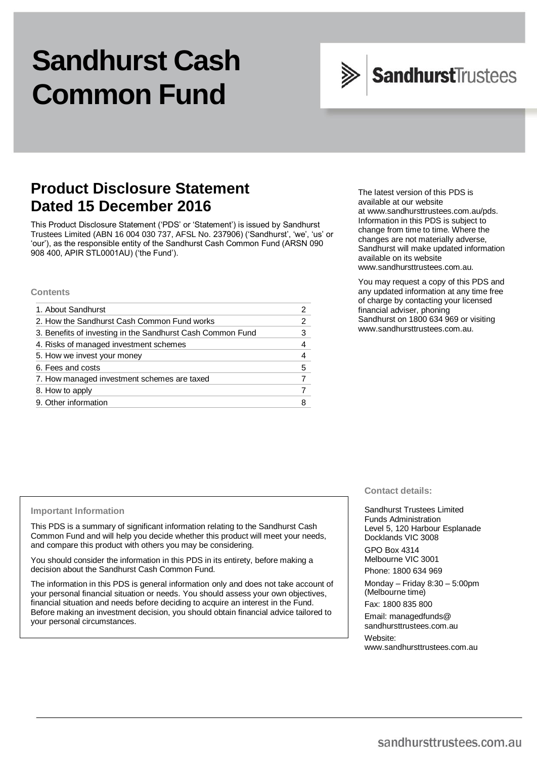# Sandhurst Cash Common Fund

SandhurstTrustees

## Product Disclosure Statement Dated 15 December 2016

This Product Disclosure Statement ('PDS' or 'Statement') is issued by Sandhurst Trustees Limited (ABN 16 004 030 737, AFSL No. 237906) ('Sandhurst', 'we', 'us' or 'our'), as the responsible entity of the Sandhurst Cash Common Fund (ARSN 090 908 400, APIR STL0001AU) ('the Fund').

The latest version of this PDS is available at our website at www.sandhursttrustees.com.au/pds. Information in this PDS is subject to change from time to time. Where the changes are not materially adverse, Sandhurst will make updated information available on its website www.sandhursttrustees.com.au.

You may request a copy of this PDS and any updated information at any time free of charge by contacting your licensed financial adviser, phoning Sandhurst on 1800 634 969 or visiting www.sandhursttrustees.com.au.

#### Contents

| | |
|---|---|
| 1. About Sandhurst | 2 |
| 2. How the Sandhurst Cash Common Fund works | 2 |
| 3. Benefits of investing in the Sandhurst Cash Common Fund | 3 |
| 4. Risks of managed investment schemes | 4 |
| 5. How we invest your money | 4 |
| 6. Fees and costs | 5 |
| 7. How managed investment schemes are taxed | 7 |
| 8. How to apply | 7 |
| 9. Other information | 8 |

#### Important Information

This PDS is a summary of significant information relating to the Sandhurst Cash Common Fund and will help you decide whether this product will meet your needs, and compare this product with others you may be considering.

You should consider the information in this PDS in its entirety, before making a decision about the Sandhurst Cash Common Fund.

The information in this PDS is general information only and does not take account of your personal financial situation or needs. You should assess your own objectives, financial situation and needs before deciding to acquire an interest in the Fund. Before making an investment decision, you should obtain financial advice tailored to your personal circumstances.

#### Contact details:

Sandhurst Trustees Limited
Funds Administration
Level 5, 120 Harbour Esplanade
Docklands VIC 3008

GPO Box 4314
Melbourne VIC 3001

Phone: 1800 634 969

Monday – Friday 8:30 – 5:00pm (Melbourne time)

Fax: 1800 835 800

Email: managedfunds@sandhursttrustees.com.au

Website: www.sandhursttrustees.com.au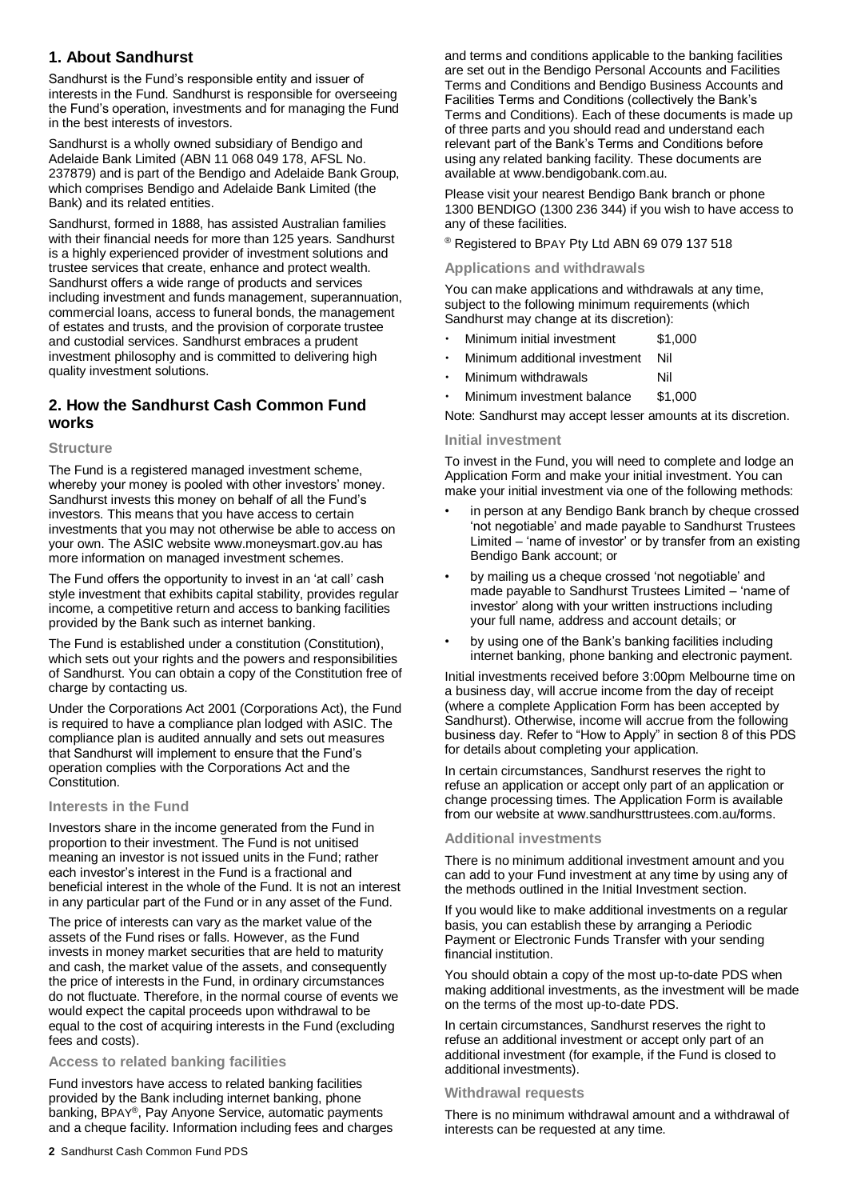## 1. About Sandhurst

Sandhurst is the Fund's responsible entity and issuer of interests in the Fund. Sandhurst is responsible for overseeing the Fund's operation, investments and for managing the Fund in the best interests of investors.

Sandhurst is a wholly owned subsidiary of Bendigo and Adelaide Bank Limited (ABN 11 068 049 178, AFSL No. 237879) and is part of the Bendigo and Adelaide Bank Group, which comprises Bendigo and Adelaide Bank Limited (the Bank) and its related entities.

Sandhurst, formed in 1888, has assisted Australian families with their financial needs for more than 125 years. Sandhurst is a highly experienced provider of investment solutions and trustee services that create, enhance and protect wealth. Sandhurst offers a wide range of products and services including investment and funds management, superannuation, commercial loans, access to funeral bonds, the management of estates and trusts, and the provision of corporate trustee and custodial services. Sandhurst embraces a prudent investment philosophy and is committed to delivering high quality investment solutions.

## 2. How the Sandhurst Cash Common Fund works

### Structure

The Fund is a registered managed investment scheme, whereby your money is pooled with other investors' money. Sandhurst invests this money on behalf of all the Fund's investors. This means that you have access to certain investments that you may not otherwise be able to access on your own. The ASIC website www.moneysmart.gov.au has more information on managed investment schemes.

The Fund offers the opportunity to invest in an 'at call' cash style investment that exhibits capital stability, provides regular income, a competitive return and access to banking facilities provided by the Bank such as internet banking.

The Fund is established under a constitution (Constitution), which sets out your rights and the powers and responsibilities of Sandhurst. You can obtain a copy of the Constitution free of charge by contacting us.

Under the Corporations Act 2001 (Corporations Act), the Fund is required to have a compliance plan lodged with ASIC. The compliance plan is audited annually and sets out measures that Sandhurst will implement to ensure that the Fund's operation complies with the Corporations Act and the Constitution.

### Interests in the Fund

Investors share in the income generated from the Fund in proportion to their investment. The Fund is not unitised meaning an investor is not issued units in the Fund; rather each investor's interest in the Fund is a fractional and beneficial interest in the whole of the Fund. It is not an interest in any particular part of the Fund or in any asset of the Fund.

The price of interests can vary as the market value of the assets of the Fund rises or falls. However, as the Fund invests in money market securities that are held to maturity and cash, the market value of the assets, and consequently the price of interests in the Fund, in ordinary circumstances do not fluctuate. Therefore, in the normal course of events we would expect the capital proceeds upon withdrawal to be equal to the cost of acquiring interests in the Fund (excluding fees and costs).

### Access to related banking facilities

Fund investors have access to related banking facilities provided by the Bank including internet banking, phone banking, BPAY®, Pay Anyone Service, automatic payments and a cheque facility. Information including fees and charges and terms and conditions applicable to the banking facilities are set out in the Bendigo Personal Accounts and Facilities Terms and Conditions and Bendigo Business Accounts and Facilities Terms and Conditions (collectively the Bank's Terms and Conditions). Each of these documents is made up of three parts and you should read and understand each relevant part of the Bank's Terms and Conditions before using any related banking facility. These documents are available at www.bendigobank.com.au.

Please visit your nearest Bendigo Bank branch or phone 1300 BENDIGO (1300 236 344) if you wish to have access to any of these facilities.

® Registered to BPAY Pty Ltd ABN 69 079 137 518

### Applications and withdrawals

You can make applications and withdrawals at any time, subject to the following minimum requirements (which Sandhurst may change at its discretion):

- Minimum initial investment $1,000
- Minimum additional investment Nil
- Minimum withdrawals Nil
- Minimum investment balance $1,000

Note: Sandhurst may accept lesser amounts at its discretion.

### Initial investment

To invest in the Fund, you will need to complete and lodge an Application Form and make your initial investment. You can make your initial investment via one of the following methods:

- in person at any Bendigo Bank branch by cheque crossed 'not negotiable' and made payable to Sandhurst Trustees Limited – 'name of investor' or by transfer from an existing Bendigo Bank account; or
- by mailing us a cheque crossed 'not negotiable' and made payable to Sandhurst Trustees Limited – 'name of investor' along with your written instructions including your full name, address and account details; or
- by using one of the Bank's banking facilities including internet banking, phone banking and electronic payment.

Initial investments received before 3:00pm Melbourne time on a business day, will accrue income from the day of receipt (where a complete Application Form has been accepted by Sandhurst). Otherwise, income will accrue from the following business day. Refer to "How to Apply" in section 8 of this PDS for details about completing your application.

In certain circumstances, Sandhurst reserves the right to refuse an application or accept only part of an application or change processing times. The Application Form is available from our website at www.sandhursttrustees.com.au/forms.

### Additional investments

There is no minimum additional investment amount and you can add to your Fund investment at any time by using any of the methods outlined in the Initial Investment section.

If you would like to make additional investments on a regular basis, you can establish these by arranging a Periodic Payment or Electronic Funds Transfer with your sending financial institution.

You should obtain a copy of the most up-to-date PDS when making additional investments, as the investment will be made on the terms of the most up-to-date PDS.

In certain circumstances, Sandhurst reserves the right to refuse an additional investment or accept only part of an additional investment (for example, if the Fund is closed to additional investments).

### Withdrawal requests

There is no minimum withdrawal amount and a withdrawal of interests can be requested at any time.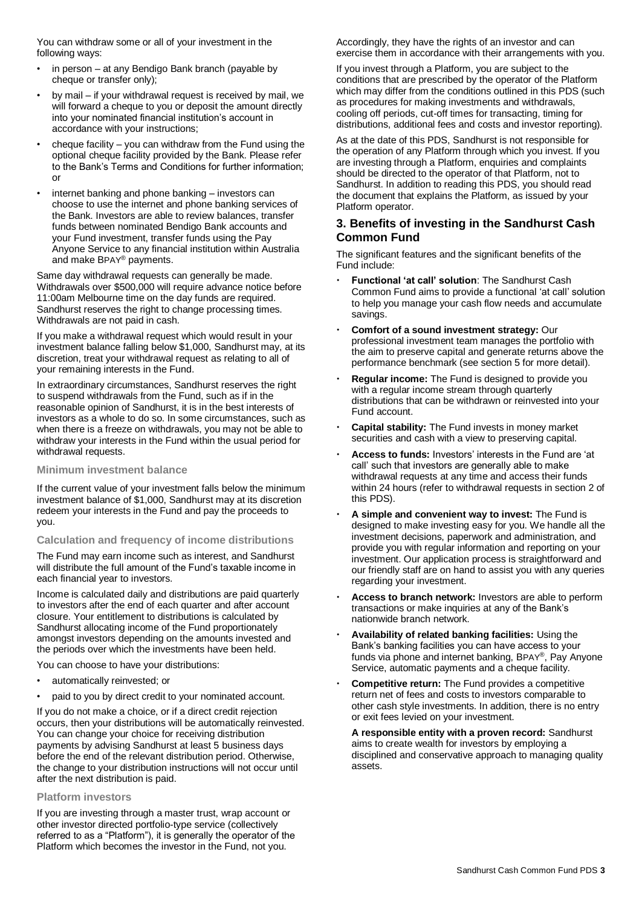You can withdraw some or all of your investment in the following ways:

- in person – at any Bendigo Bank branch (payable by cheque or transfer only);
- by mail – if your withdrawal request is received by mail, we will forward a cheque to you or deposit the amount directly into your nominated financial institution's account in accordance with your instructions;
- cheque facility – you can withdraw from the Fund using the optional cheque facility provided by the Bank. Please refer to the Bank's Terms and Conditions for further information; or
- internet banking and phone banking – investors can choose to use the internet and phone banking services of the Bank. Investors are able to review balances, transfer funds between nominated Bendigo Bank accounts and your Fund investment, transfer funds using the Pay Anyone Service to any financial institution within Australia and make BPAY® payments.

Same day withdrawal requests can generally be made. Withdrawals over $500,000 will require advance notice before 11:00am Melbourne time on the day funds are required. Sandhurst reserves the right to change processing times. Withdrawals are not paid in cash.

If you make a withdrawal request which would result in your investment balance falling below $1,000, Sandhurst may, at its discretion, treat your withdrawal request as relating to all of your remaining interests in the Fund.

In extraordinary circumstances, Sandhurst reserves the right to suspend withdrawals from the Fund, such as if in the reasonable opinion of Sandhurst, it is in the best interests of investors as a whole to do so. In some circumstances, such as when there is a freeze on withdrawals, you may not be able to withdraw your interests in the Fund within the usual period for withdrawal requests.

### Minimum investment balance

If the current value of your investment falls below the minimum investment balance of $1,000, Sandhurst may at its discretion redeem your interests in the Fund and pay the proceeds to you.

### Calculation and frequency of income distributions

The Fund may earn income such as interest, and Sandhurst will distribute the full amount of the Fund's taxable income in each financial year to investors.

Income is calculated daily and distributions are paid quarterly to investors after the end of each quarter and after account closure. Your entitlement to distributions is calculated by Sandhurst allocating income of the Fund proportionately amongst investors depending on the amounts invested and the periods over which the investments have been held.

You can choose to have your distributions:

- automatically reinvested; or
- paid to you by direct credit to your nominated account.

If you do not make a choice, or if a direct credit rejection occurs, then your distributions will be automatically reinvested. You can change your choice for receiving distribution payments by advising Sandhurst at least 5 business days before the end of the relevant distribution period. Otherwise, the change to your distribution instructions will not occur until after the next distribution is paid.

### Platform investors

If you are investing through a master trust, wrap account or other investor directed portfolio-type service (collectively referred to as a "Platform"), it is generally the operator of the Platform which becomes the investor in the Fund, not you. Accordingly, they have the rights of an investor and can exercise them in accordance with their arrangements with you.

If you invest through a Platform, you are subject to the conditions that are prescribed by the operator of the Platform which may differ from the conditions outlined in this PDS (such as procedures for making investments and withdrawals, cooling off periods, cut-off times for transacting, timing for distributions, additional fees and costs and investor reporting).

As at the date of this PDS, Sandhurst is not responsible for the operation of any Platform through which you invest. If you are investing through a Platform, enquiries and complaints should be directed to the operator of that Platform, not to Sandhurst. In addition to reading this PDS, you should read the document that explains the Platform, as issued by your Platform operator.

## 3. Benefits of investing in the Sandhurst Cash Common Fund

The significant features and the significant benefits of the Fund include:

- **Functional 'at call' solution**: The Sandhurst Cash Common Fund aims to provide a functional 'at call' solution to help you manage your cash flow needs and accumulate savings.
- **Comfort of a sound investment strategy:** Our professional investment team manages the portfolio with the aim to preserve capital and generate returns above the performance benchmark (see section 5 for more detail).
- **Regular income:** The Fund is designed to provide you with a regular income stream through quarterly distributions that can be withdrawn or reinvested into your Fund account.
- **Capital stability:** The Fund invests in money market securities and cash with a view to preserving capital.
- **Access to funds:** Investors' interests in the Fund are 'at call' such that investors are generally able to make withdrawal requests at any time and access their funds within 24 hours (refer to withdrawal requests in section 2 of this PDS).
- **A simple and convenient way to invest:** The Fund is designed to make investing easy for you. We handle all the investment decisions, paperwork and administration, and provide you with regular information and reporting on your investment. Our application process is straightforward and our friendly staff are on hand to assist you with any queries regarding your investment.
- **Access to branch network:** Investors are able to perform transactions or make inquiries at any of the Bank's nationwide branch network.
- **Availability of related banking facilities:** Using the Bank's banking facilities you can have access to your funds via phone and internet banking, BPAY®, Pay Anyone Service, automatic payments and a cheque facility.
- **Competitive return:** The Fund provides a competitive return net of fees and costs to investors comparable to other cash style investments. In addition, there is no entry or exit fees levied on your investment.

  **A responsible entity with a proven record:** Sandhurst aims to create wealth for investors by employing a disciplined and conservative approach to managing quality assets.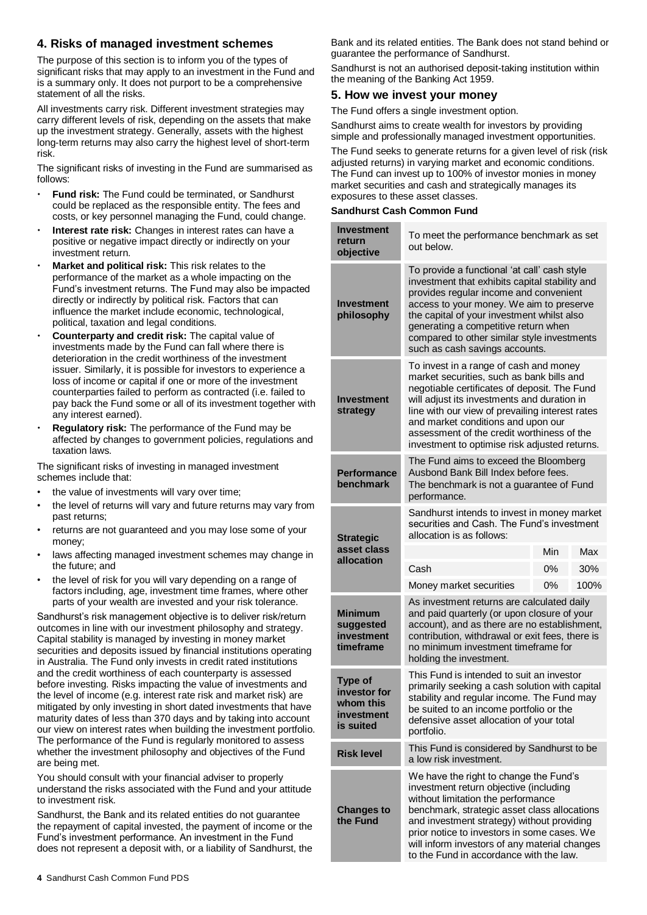## 4. Risks of managed investment schemes

The purpose of this section is to inform you of the types of significant risks that may apply to an investment in the Fund and is a summary only. It does not purport to be a comprehensive statement of all the risks.

All investments carry risk. Different investment strategies may carry different levels of risk, depending on the assets that make up the investment strategy. Generally, assets with the highest long-term returns may also carry the highest level of short-term risk.

The significant risks of investing in the Fund are summarised as follows:

- **Fund risk:** The Fund could be terminated, or Sandhurst could be replaced as the responsible entity. The fees and costs, or key personnel managing the Fund, could change.
- **Interest rate risk:** Changes in interest rates can have a positive or negative impact directly or indirectly on your investment return.
- **Market and political risk:** This risk relates to the performance of the market as a whole impacting on the Fund's investment returns. The Fund may also be impacted directly or indirectly by political risk. Factors that can influence the market include economic, technological, political, taxation and legal conditions.
- **Counterparty and credit risk:** The capital value of investments made by the Fund can fall where there is deterioration in the credit worthiness of the investment issuer. Similarly, it is possible for investors to experience a loss of income or capital if one or more of the investment counterparties failed to perform as contracted (i.e. failed to pay back the Fund some or all of its investment together with any interest earned).
- **Regulatory risk:** The performance of the Fund may be affected by changes to government policies, regulations and taxation laws.

The significant risks of investing in managed investment schemes include that:

- the value of investments will vary over time;
- the level of returns will vary and future returns may vary from past returns;
- returns are not guaranteed and you may lose some of your money;
- laws affecting managed investment schemes may change in the future; and
- the level of risk for you will vary depending on a range of factors including, age, investment time frames, where other parts of your wealth are invested and your risk tolerance.

Sandhurst's risk management objective is to deliver risk/return outcomes in line with our investment philosophy and strategy. Capital stability is managed by investing in money market securities and deposits issued by financial institutions operating in Australia. The Fund only invests in credit rated institutions and the credit worthiness of each counterparty is assessed before investing. Risks impacting the value of investments and the level of income (e.g. interest rate risk and market risk) are mitigated by only investing in short dated investments that have maturity dates of less than 370 days and by taking into account our view on interest rates when building the investment portfolio. The performance of the Fund is regularly monitored to assess whether the investment philosophy and objectives of the Fund are being met.

You should consult with your financial adviser to properly understand the risks associated with the Fund and your attitude to investment risk.

Sandhurst, the Bank and its related entities do not guarantee the repayment of capital invested, the payment of income or the Fund's investment performance. An investment in the Fund does not represent a deposit with, or a liability of Sandhurst, the Bank and its related entities. The Bank does not stand behind or guarantee the performance of Sandhurst.

Sandhurst is not an authorised deposit-taking institution within the meaning of the Banking Act 1959.

## 5. How we invest your money

The Fund offers a single investment option.

Sandhurst aims to create wealth for investors by providing simple and professionally managed investment opportunities.

The Fund seeks to generate returns for a given level of risk (risk adjusted returns) in varying market and economic conditions. The Fund can invest up to 100% of investor monies in money market securities and cash and strategically manages its exposures to these asset classes.

**Sandhurst Cash Common Fund**

| | |
|---|---|
| **Investment return objective** | To meet the performance benchmark as set out below. |
| **Investment philosophy** | To provide a functional 'at call' cash style investment that exhibits capital stability and provides regular income and convenient access to your money. We aim to preserve the capital of your investment whilst also generating a competitive return when compared to other similar style investments such as cash savings accounts. |
| **Investment strategy** | To invest in a range of cash and money market securities, such as bank bills and negotiable certificates of deposit. The Fund will adjust its investments and duration in line with our view of prevailing interest rates and market conditions and upon our assessment of the credit worthiness of the investment to optimise risk adjusted returns. |
| **Performance benchmark** | The Fund aims to exceed the Bloomberg Ausbond Bank Bill Index before fees. The benchmark is not a guarantee of Fund performance. |
| **Strategic asset class allocation** | Sandhurst intends to invest in money market securities and Cash. The Fund's investment allocation is as follows:<br><br>Cash: Min 0%, Max 30%<br>Money market securities: Min 0%, Max 100% |
| **Minimum suggested investment timeframe** | As investment returns are calculated daily and paid quarterly (or upon closure of your account), and as there are no establishment, contribution, withdrawal or exit fees, there is no minimum investment timeframe for holding the investment. |
| **Type of investor for whom this investment is suited** | This Fund is intended to suit an investor primarily seeking a cash solution with capital stability and regular income. The Fund may be suited to an income portfolio or the defensive asset allocation of your total portfolio. |
| **Risk level** | This Fund is considered by Sandhurst to be a low risk investment. |
| **Changes to the Fund** | We have the right to change the Fund's investment return objective (including without limitation the performance benchmark, strategic asset class allocations and investment strategy) without providing prior notice to investors in some cases. We will inform investors of any material changes to the Fund in accordance with the law. |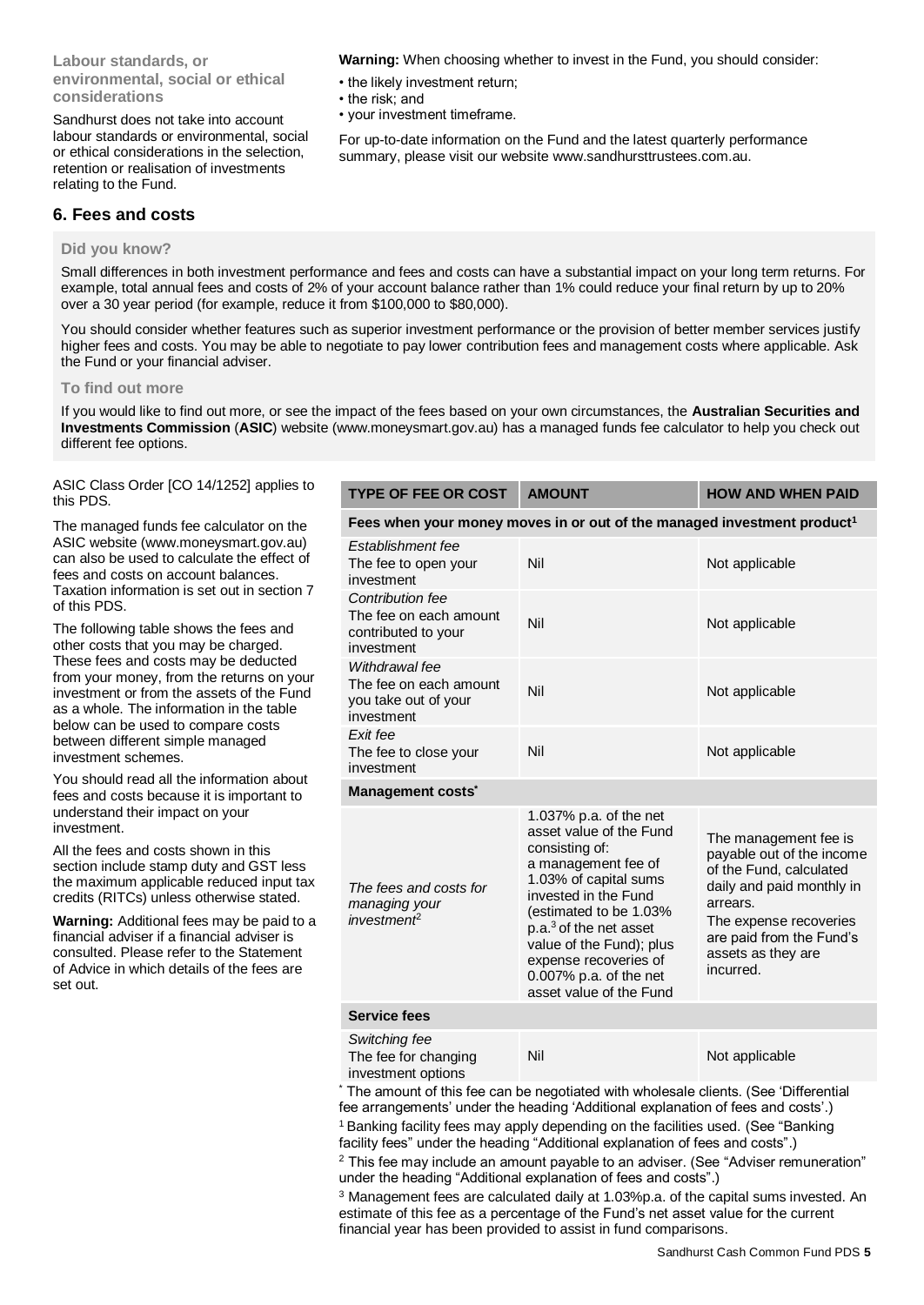**Labour standards, or environmental, social or ethical considerations**

Sandhurst does not take into account labour standards or environmental, social or ethical considerations in the selection, retention or realisation of investments relating to the Fund.

**Warning:** When choosing whether to invest in the Fund, you should consider:

- the likely investment return;
- the risk; and
- your investment timeframe.

For up-to-date information on the Fund and the latest quarterly performance summary, please visit our website www.sandhursttrustees.com.au.

## 6. Fees and costs

**Did you know?**

Small differences in both investment performance and fees and costs can have a substantial impact on your long term returns. For example, total annual fees and costs of 2% of your account balance rather than 1% could reduce your final return by up to 20% over a 30 year period (for example, reduce it from $100,000 to $80,000).

You should consider whether features such as superior investment performance or the provision of better member services justify higher fees and costs. You may be able to negotiate to pay lower contribution fees and management costs where applicable. Ask the Fund or your financial adviser.

**To find out more**

If you would like to find out more, or see the impact of the fees based on your own circumstances, the **Australian Securities and Investments Commission** (**ASIC**) website (www.moneysmart.gov.au) has a managed funds fee calculator to help you check out different fee options.

ASIC Class Order [CO 14/1252] applies to this PDS.

The managed funds fee calculator on the ASIC website (www.moneysmart.gov.au) can also be used to calculate the effect of fees and costs on account balances. Taxation information is set out in section 7 of this PDS.

The following table shows the fees and other costs that you may be charged. These fees and costs may be deducted from your money, from the returns on your investment or from the assets of the Fund as a whole. The information in the table below can be used to compare costs between different simple managed investment schemes.

You should read all the information about fees and costs because it is important to understand their impact on your investment.

All the fees and costs shown in this section include stamp duty and GST less the maximum applicable reduced input tax credits (RITCs) unless otherwise stated.

**Warning:** Additional fees may be paid to a financial adviser if a financial adviser is consulted. Please refer to the Statement of Advice in which details of the fees are set out.

| TYPE OF FEE OR COST | AMOUNT | HOW AND WHEN PAID |
|---|---|---|
| **Fees when your money moves in or out of the managed investment product[1]** | | |
| *Establishment fee* The fee to open your investment | Nil | Not applicable |
| *Contribution fee* The fee on each amount contributed to your investment | Nil | Not applicable |
| *Withdrawal fee* The fee on each amount you take out of your investment | Nil | Not applicable |
| *Exit fee* The fee to close your investment | Nil | Not applicable |
| **Management costs*** | | |
| *The fees and costs for managing your investment*[2] | 1.037% p.a. of the net asset value of the Fund consisting of: a management fee of 1.03% of capital sums invested in the Fund (estimated to be 1.03% p.a.[3] of the net asset value of the Fund); plus expense recoveries of 0.007% p.a. of the net asset value of the Fund | The management fee is payable out of the income of the Fund, calculated daily and paid monthly in arrears. The expense recoveries are paid from the Fund's assets as they are incurred. |
| **Service fees** | | |
| *Switching fee* The fee for changing investment options | Nil | Not applicable |

\* The amount of this fee can be negotiated with wholesale clients. (See 'Differential fee arrangements' under the heading 'Additional explanation of fees and costs'.)

[1] Banking facility fees may apply depending on the facilities used. (See "Banking facility fees" under the heading "Additional explanation of fees and costs".)

[2] This fee may include an amount payable to an adviser. (See "Adviser remuneration" under the heading "Additional explanation of fees and costs".)

[3] Management fees are calculated daily at 1.03%p.a. of the capital sums invested. An estimate of this fee as a percentage of the Fund's net asset value for the current financial year has been provided to assist in fund comparisons.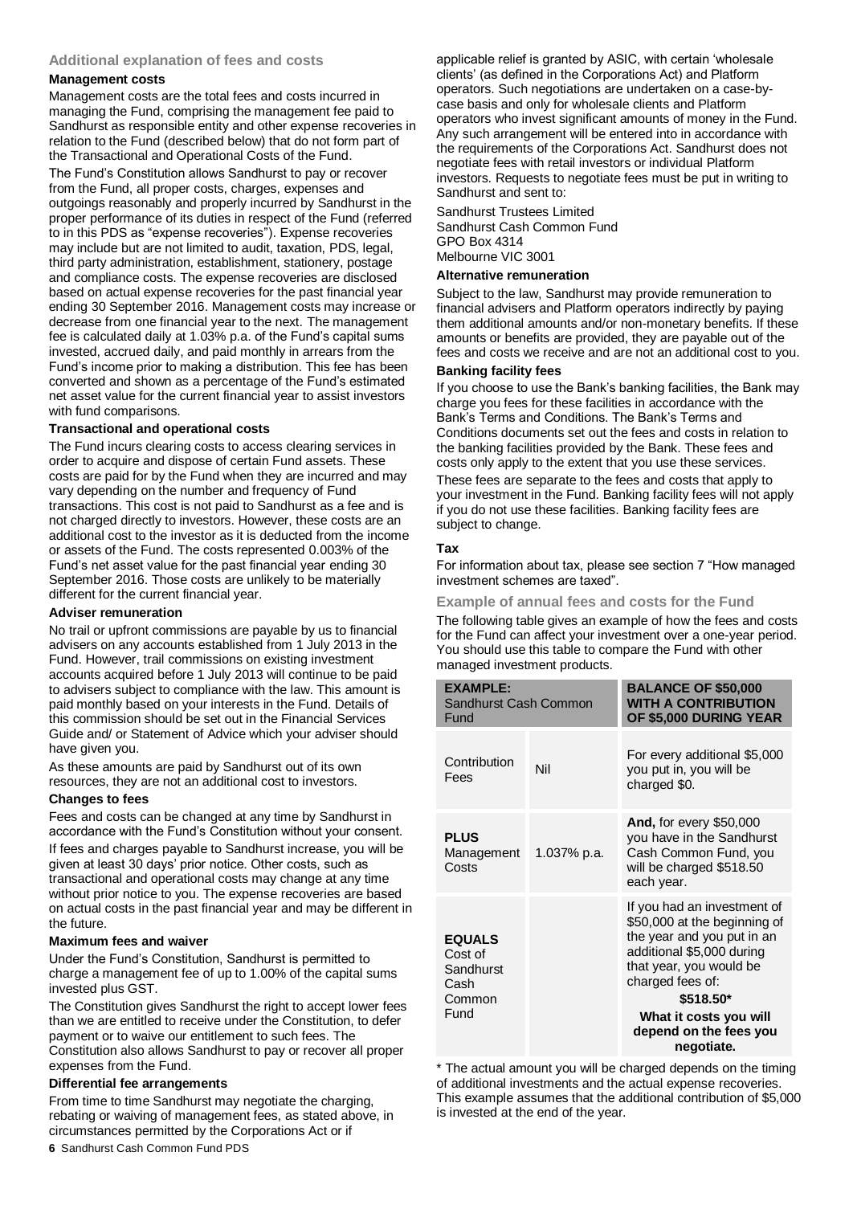### Additional explanation of fees and costs

**Management costs**

Management costs are the total fees and costs incurred in managing the Fund, comprising the management fee paid to Sandhurst as responsible entity and other expense recoveries in relation to the Fund (described below) that do not form part of the Transactional and Operational Costs of the Fund.

The Fund's Constitution allows Sandhurst to pay or recover from the Fund, all proper costs, charges, expenses and outgoings reasonably and properly incurred by Sandhurst in the proper performance of its duties in respect of the Fund (referred to in this PDS as "expense recoveries"). Expense recoveries may include but are not limited to audit, taxation, PDS, legal, third party administration, establishment, stationery, postage and compliance costs. The expense recoveries are disclosed based on actual expense recoveries for the past financial year ending 30 September 2016. Management costs may increase or decrease from one financial year to the next. The management fee is calculated daily at 1.03% p.a. of the Fund's capital sums invested, accrued daily, and paid monthly in arrears from the Fund's income prior to making a distribution. This fee has been converted and shown as a percentage of the Fund's estimated net asset value for the current financial year to assist investors with fund comparisons.

**Transactional and operational costs**

The Fund incurs clearing costs to access clearing services in order to acquire and dispose of certain Fund assets. These costs are paid for by the Fund when they are incurred and may vary depending on the number and frequency of Fund transactions. This cost is not paid to Sandhurst as a fee and is not charged directly to investors. However, these costs are an additional cost to the investor as it is deducted from the income or assets of the Fund. The costs represented 0.003% of the Fund's net asset value for the past financial year ending 30 September 2016. Those costs are unlikely to be materially different for the current financial year.

**Adviser remuneration**

No trail or upfront commissions are payable by us to financial advisers on any accounts established from 1 July 2013 in the Fund. However, trail commissions on existing investment accounts acquired before 1 July 2013 will continue to be paid to advisers subject to compliance with the law. This amount is paid monthly based on your interests in the Fund. Details of this commission should be set out in the Financial Services Guide and/ or Statement of Advice which your adviser should have given you.

As these amounts are paid by Sandhurst out of its own resources, they are not an additional cost to investors.

**Changes to fees**

Fees and costs can be changed at any time by Sandhurst in accordance with the Fund's Constitution without your consent. If fees and charges payable to Sandhurst increase, you will be given at least 30 days' prior notice. Other costs, such as transactional and operational costs may change at any time without prior notice to you. The expense recoveries are based on actual costs in the past financial year and may be different in the future.

**Maximum fees and waiver**

Under the Fund's Constitution, Sandhurst is permitted to charge a management fee of up to 1.00% of the capital sums invested plus GST.

The Constitution gives Sandhurst the right to accept lower fees than we are entitled to receive under the Constitution, to defer payment or to waive our entitlement to such fees. The Constitution also allows Sandhurst to pay or recover all proper expenses from the Fund.

**Differential fee arrangements**

From time to time Sandhurst may negotiate the charging, rebating or waiving of management fees, as stated above, in circumstances permitted by the Corporations Act or if applicable relief is granted by ASIC, with certain 'wholesale clients' (as defined in the Corporations Act) and Platform operators. Such negotiations are undertaken on a case-by-case basis and only for wholesale clients and Platform operators who invest significant amounts of money in the Fund. Any such arrangement will be entered into in accordance with the requirements of the Corporations Act. Sandhurst does not negotiate fees with retail investors or individual Platform investors. Requests to negotiate fees must be put in writing to Sandhurst and sent to:

Sandhurst Trustees Limited
Sandhurst Cash Common Fund
GPO Box 4314
Melbourne VIC 3001

**Alternative remuneration**

Subject to the law, Sandhurst may provide remuneration to financial advisers and Platform operators indirectly by paying them additional amounts and/or non-monetary benefits. If these amounts or benefits are provided, they are payable out of the fees and costs we receive and are not an additional cost to you.

**Banking facility fees**

If you choose to use the Bank's banking facilities, the Bank may charge you fees for these facilities in accordance with the Bank's Terms and Conditions. The Bank's Terms and Conditions documents set out the fees and costs in relation to the banking facilities provided by the Bank. These fees and costs only apply to the extent that you use these services.

These fees are separate to the fees and costs that apply to your investment in the Fund. Banking facility fees will not apply if you do not use these facilities. Banking facility fees are subject to change.

**Tax**

For information about tax, please see section 7 "How managed investment schemes are taxed".

### Example of annual fees and costs for the Fund

The following table gives an example of how the fees and costs for the Fund can affect your investment over a one-year period. You should use this table to compare the Fund with other managed investment products.

| **EXAMPLE:** Sandhurst Cash Common Fund | | **BALANCE OF $50,000 WITH A CONTRIBUTION OF $5,000 DURING YEAR** |
|---|---|---|
| Contribution Fees | Nil | For every additional $5,000 you put in, you will be charged $0. |
| **PLUS** Management Costs | 1.037% p.a. | **And,** for every $50,000 you have in the Sandhurst Cash Common Fund, you will be charged $518.50 each year. |
| **EQUALS** Cost of Sandhurst Cash Common Fund | | If you had an investment of $50,000 at the beginning of the year and you put in an additional $5,000 during that year, you would be charged fees of: **$518.50*** **What it costs you will depend on the fees you negotiate.** |

* The actual amount you will be charged depends on the timing of additional investments and the actual expense recoveries. This example assumes that the additional contribution of $5,000 is invested at the end of the year.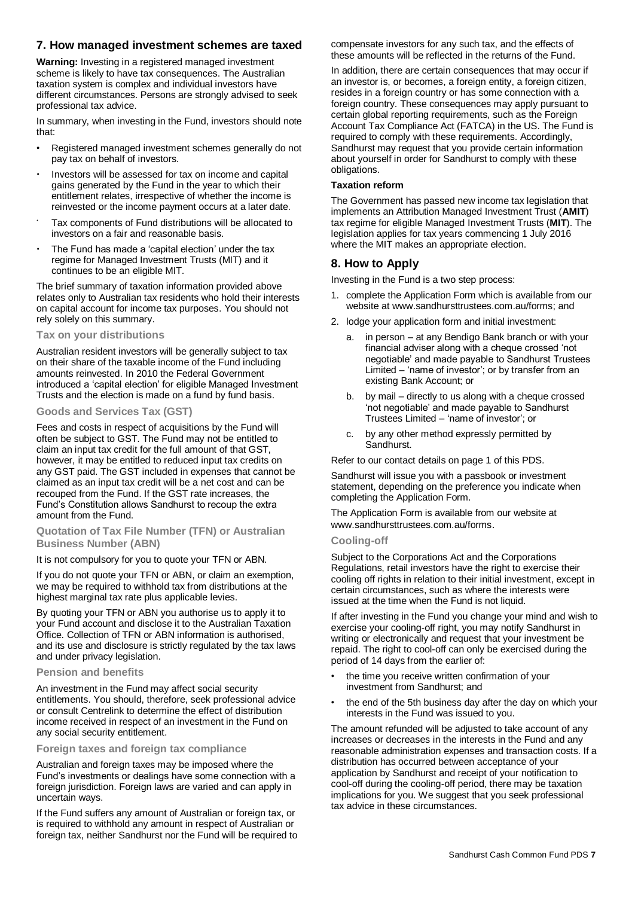## 7. How managed investment schemes are taxed

**Warning:** Investing in a registered managed investment scheme is likely to have tax consequences. The Australian taxation system is complex and individual investors have different circumstances. Persons are strongly advised to seek professional tax advice.

In summary, when investing in the Fund, investors should note that:

- Registered managed investment schemes generally do not pay tax on behalf of investors.
- Investors will be assessed for tax on income and capital gains generated by the Fund in the year to which their entitlement relates, irrespective of whether the income is reinvested or the income payment occurs at a later date.
- Tax components of Fund distributions will be allocated to investors on a fair and reasonable basis.
- The Fund has made a 'capital election' under the tax regime for Managed Investment Trusts (MIT) and it continues to be an eligible MIT.

The brief summary of taxation information provided above relates only to Australian tax residents who hold their interests on capital account for income tax purposes. You should not rely solely on this summary.

### Tax on your distributions

Australian resident investors will be generally subject to tax on their share of the taxable income of the Fund including amounts reinvested. In 2010 the Federal Government introduced a 'capital election' for eligible Managed Investment Trusts and the election is made on a fund by fund basis.

### Goods and Services Tax (GST)

Fees and costs in respect of acquisitions by the Fund will often be subject to GST. The Fund may not be entitled to claim an input tax credit for the full amount of that GST, however, it may be entitled to reduced input tax credits on any GST paid. The GST included in expenses that cannot be claimed as an input tax credit will be a net cost and can be recouped from the Fund. If the GST rate increases, the Fund's Constitution allows Sandhurst to recoup the extra amount from the Fund.

### Quotation of Tax File Number (TFN) or Australian Business Number (ABN)

It is not compulsory for you to quote your TFN or ABN.

If you do not quote your TFN or ABN, or claim an exemption, we may be required to withhold tax from distributions at the highest marginal tax rate plus applicable levies.

By quoting your TFN or ABN you authorise us to apply it to your Fund account and disclose it to the Australian Taxation Office. Collection of TFN or ABN information is authorised, and its use and disclosure is strictly regulated by the tax laws and under privacy legislation.

### Pension and benefits

An investment in the Fund may affect social security entitlements. You should, therefore, seek professional advice or consult Centrelink to determine the effect of distribution income received in respect of an investment in the Fund on any social security entitlement.

### Foreign taxes and foreign tax compliance

Australian and foreign taxes may be imposed where the Fund's investments or dealings have some connection with a foreign jurisdiction. Foreign laws are varied and can apply in uncertain ways.

If the Fund suffers any amount of Australian or foreign tax, or is required to withhold any amount in respect of Australian or foreign tax, neither Sandhurst nor the Fund will be required to compensate investors for any such tax, and the effects of these amounts will be reflected in the returns of the Fund.

In addition, there are certain consequences that may occur if an investor is, or becomes, a foreign entity, a foreign citizen, resides in a foreign country or has some connection with a foreign country. These consequences may apply pursuant to certain global reporting requirements, such as the Foreign Account Tax Compliance Act (FATCA) in the US. The Fund is required to comply with these requirements. Accordingly, Sandhurst may request that you provide certain information about yourself in order for Sandhurst to comply with these obligations.

**Taxation reform**

The Government has passed new income tax legislation that implements an Attribution Managed Investment Trust (**AMIT**) tax regime for eligible Managed Investment Trusts (**MIT**). The legislation applies for tax years commencing 1 July 2016 where the MIT makes an appropriate election.

## 8. How to Apply

Investing in the Fund is a two step process:

1. complete the Application Form which is available from our website at www.sandhursttrustees.com.au/forms; and
2. lodge your application form and initial investment:
   a. in person – at any Bendigo Bank branch or with your financial adviser along with a cheque crossed 'not negotiable' and made payable to Sandhurst Trustees Limited – 'name of investor'; or by transfer from an existing Bank Account; or
   b. by mail – directly to us along with a cheque crossed 'not negotiable' and made payable to Sandhurst Trustees Limited – 'name of investor'; or
   c. by any other method expressly permitted by Sandhurst.

Refer to our contact details on page 1 of this PDS.

Sandhurst will issue you with a passbook or investment statement, depending on the preference you indicate when completing the Application Form.

The Application Form is available from our website at www.sandhursttrustees.com.au/forms.

### Cooling-off

Subject to the Corporations Act and the Corporations Regulations, retail investors have the right to exercise their cooling off rights in relation to their initial investment, except in certain circumstances, such as where the interests were issued at the time when the Fund is not liquid.

If after investing in the Fund you change your mind and wish to exercise your cooling-off right, you may notify Sandhurst in writing or electronically and request that your investment be repaid. The right to cool-off can only be exercised during the period of 14 days from the earlier of:

- the time you receive written confirmation of your investment from Sandhurst; and
- the end of the 5th business day after the day on which your interests in the Fund was issued to you.

The amount refunded will be adjusted to take account of any increases or decreases in the interests in the Fund and any reasonable administration expenses and transaction costs. If a distribution has occurred between acceptance of your application by Sandhurst and receipt of your notification to cool-off during the cooling-off period, there may be taxation implications for you. We suggest that you seek professional tax advice in these circumstances.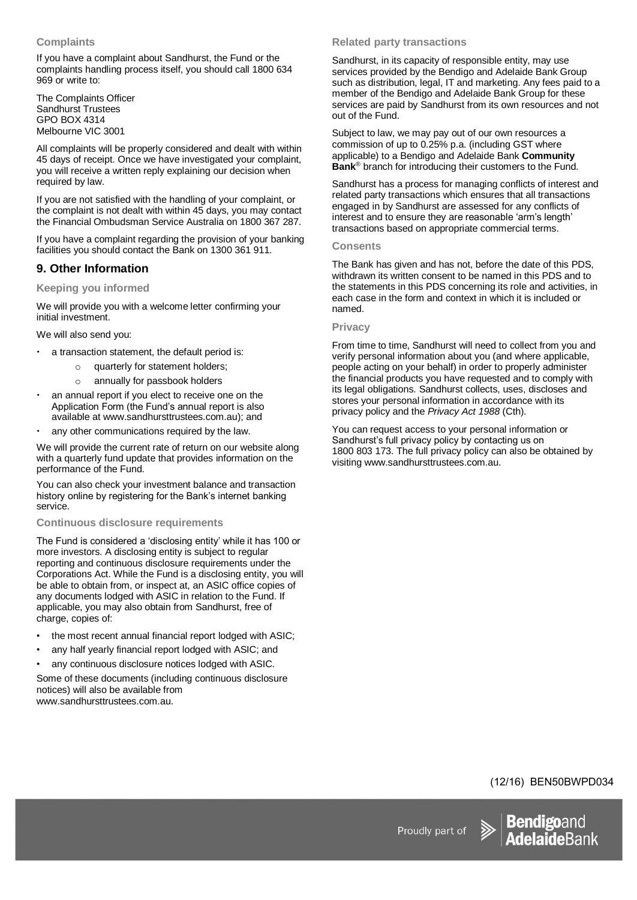### Complaints

If you have a complaint about Sandhurst, the Fund or the complaints handling process itself, you should call 1800 634 969 or write to:

The Complaints Officer
Sandhurst Trustees
GPO BOX 4314
Melbourne VIC 3001

All complaints will be properly considered and dealt with within 45 days of receipt. Once we have investigated your complaint, you will receive a written reply explaining our decision when required by law.

If you are not satisfied with the handling of your complaint, or the complaint is not dealt with within 45 days, you may contact the Financial Ombudsman Service Australia on 1800 367 287.

If you have a complaint regarding the provision of your banking facilities you should contact the Bank on 1300 361 911.

## 9. Other Information

### Keeping you informed

We will provide you with a welcome letter confirming your initial investment.

We will also send you:

- a transaction statement, the default period is:
  - quarterly for statement holders;
  - annually for passbook holders
- an annual report if you elect to receive one on the Application Form (the Fund's annual report is also available at www.sandhursttrustees.com.au); and
- any other communications required by the law.

We will provide the current rate of return on our website along with a quarterly fund update that provides information on the performance of the Fund.

You can also check your investment balance and transaction history online by registering for the Bank's internet banking service.

### Continuous disclosure requirements

The Fund is considered a 'disclosing entity' while it has 100 or more investors. A disclosing entity is subject to regular reporting and continuous disclosure requirements under the Corporations Act. While the Fund is a disclosing entity, you will be able to obtain from, or inspect at, an ASIC office copies of any documents lodged with ASIC in relation to the Fund. If applicable, you may also obtain from Sandhurst, free of charge, copies of:

- the most recent annual financial report lodged with ASIC;
- any half yearly financial report lodged with ASIC; and
- any continuous disclosure notices lodged with ASIC.

Some of these documents (including continuous disclosure notices) will also be available from www.sandhursttrustees.com.au.

### Related party transactions

Sandhurst, in its capacity of responsible entity, may use services provided by the Bendigo and Adelaide Bank Group such as distribution, legal, IT and marketing. Any fees paid to a member of the Bendigo and Adelaide Bank Group for these services are paid by Sandhurst from its own resources and not out of the Fund.

Subject to law, we may pay out of our own resources a commission of up to 0.25% p.a. (including GST where applicable) to a Bendigo and Adelaide Bank **Community Bank**® branch for introducing their customers to the Fund.

Sandhurst has a process for managing conflicts of interest and related party transactions which ensures that all transactions engaged in by Sandhurst are assessed for any conflicts of interest and to ensure they are reasonable 'arm's length' transactions based on appropriate commercial terms.

### Consents

The Bank has given and has not, before the date of this PDS, withdrawn its written consent to be named in this PDS and to the statements in this PDS concerning its role and activities, in each case in the form and context in which it is included or named.

### Privacy

From time to time, Sandhurst will need to collect from you and verify personal information about you (and where applicable, people acting on your behalf) in order to properly administer the financial products you have requested and to comply with its legal obligations. Sandhurst collects, uses, discloses and stores your personal information in accordance with its privacy policy and the *Privacy Act 1988* (Cth).

You can request access to your personal information or Sandhurst's full privacy policy by contacting us on 1800 803 173. The full privacy policy can also be obtained by visiting www.sandhursttrustees.com.au.

(12/16) BEN50BWPD034

Proudly part of Bendigo and Adelaide Bank